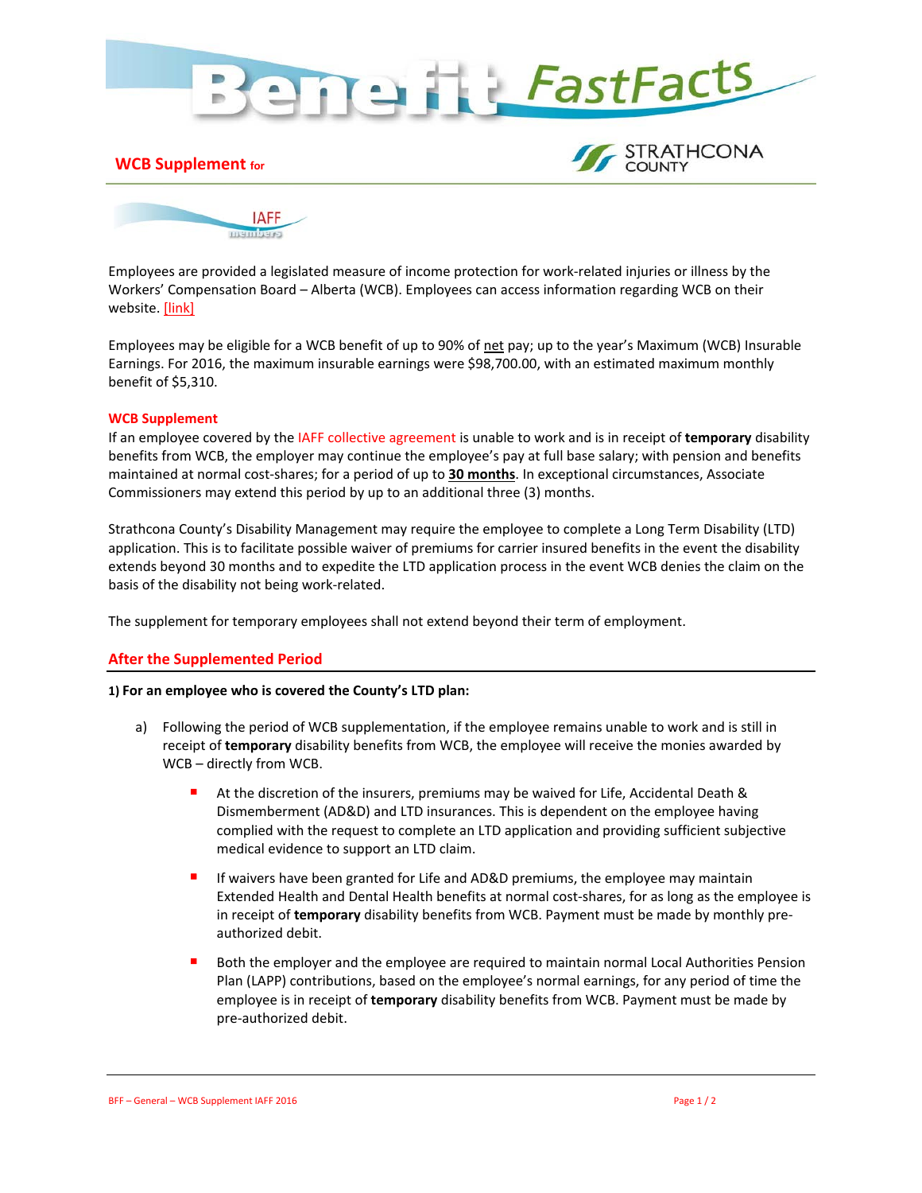# Benefit FastFacts

## WCB Supplement for

STRATHCONA COUNTY

IAFF members

Employees are provided a legislated measure of income protection for work-related injuries or illness by the Workers' Compensation Board – Alberta (WCB). Employees can access information regarding WCB on their website. [link]

Employees may be eligible for a WCB benefit of up to 90% of net pay; up to the year's Maximum (WCB) Insurable Earnings. For 2016, the maximum insurable earnings were $98,700.00, with an estimated maximum monthly benefit of $5,310.

### WCB Supplement

If an employee covered by the IAFF collective agreement is unable to work and is in receipt of **temporary** disability benefits from WCB, the employer may continue the employee's pay at full base salary; with pension and benefits maintained at normal cost-shares; for a period of up to **30 months**. In exceptional circumstances, Associate Commissioners may extend this period by up to an additional three (3) months.

Strathcona County's Disability Management may require the employee to complete a Long Term Disability (LTD) application. This is to facilitate possible waiver of premiums for carrier insured benefits in the event the disability extends beyond 30 months and to expedite the LTD application process in the event WCB denies the claim on the basis of the disability not being work-related.

The supplement for temporary employees shall not extend beyond their term of employment.

### After the Supplemented Period

**1) For an employee who is covered the County's LTD plan:**

a) Following the period of WCB supplementation, if the employee remains unable to work and is still in receipt of **temporary** disability benefits from WCB, the employee will receive the monies awarded by WCB – directly from WCB.

- At the discretion of the insurers, premiums may be waived for Life, Accidental Death & Dismemberment (AD&D) and LTD insurances. This is dependent on the employee having complied with the request to complete an LTD application and providing sufficient subjective medical evidence to support an LTD claim.
- If waivers have been granted for Life and AD&D premiums, the employee may maintain Extended Health and Dental Health benefits at normal cost-shares, for as long as the employee is in receipt of **temporary** disability benefits from WCB. Payment must be made by monthly pre-authorized debit.
- Both the employer and the employee are required to maintain normal Local Authorities Pension Plan (LAPP) contributions, based on the employee's normal earnings, for any period of time the employee is in receipt of **temporary** disability benefits from WCB. Payment must be made by pre-authorized debit.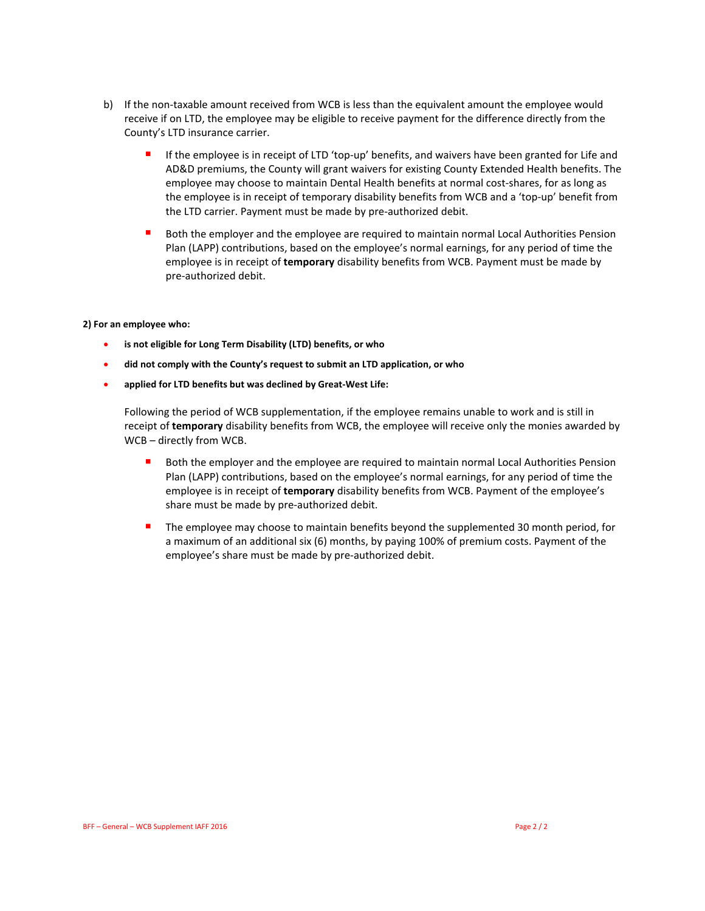b) If the non-taxable amount received from WCB is less than the equivalent amount the employee would receive if on LTD, the employee may be eligible to receive payment for the difference directly from the County's LTD insurance carrier.

   - If the employee is in receipt of LTD 'top-up' benefits, and waivers have been granted for Life and AD&D premiums, the County will grant waivers for existing County Extended Health benefits. The employee may choose to maintain Dental Health benefits at normal cost-shares, for as long as the employee is in receipt of temporary disability benefits from WCB and a 'top-up' benefit from the LTD carrier. Payment must be made by pre-authorized debit.

   - Both the employer and the employee are required to maintain normal Local Authorities Pension Plan (LAPP) contributions, based on the employee's normal earnings, for any period of time the employee is in receipt of **temporary** disability benefits from WCB. Payment must be made by pre-authorized debit.

**2) For an employee who:**

- **is not eligible for Long Term Disability (LTD) benefits, or who**
- **did not comply with the County's request to submit an LTD application, or who**
- **applied for LTD benefits but was declined by Great-West Life:**

Following the period of WCB supplementation, if the employee remains unable to work and is still in receipt of **temporary** disability benefits from WCB, the employee will receive only the monies awarded by WCB – directly from WCB.

   - Both the employer and the employee are required to maintain normal Local Authorities Pension Plan (LAPP) contributions, based on the employee's normal earnings, for any period of time the employee is in receipt of **temporary** disability benefits from WCB. Payment of the employee's share must be made by pre-authorized debit.

   - The employee may choose to maintain benefits beyond the supplemented 30 month period, for a maximum of an additional six (6) months, by paying 100% of premium costs. Payment of the employee's share must be made by pre-authorized debit.